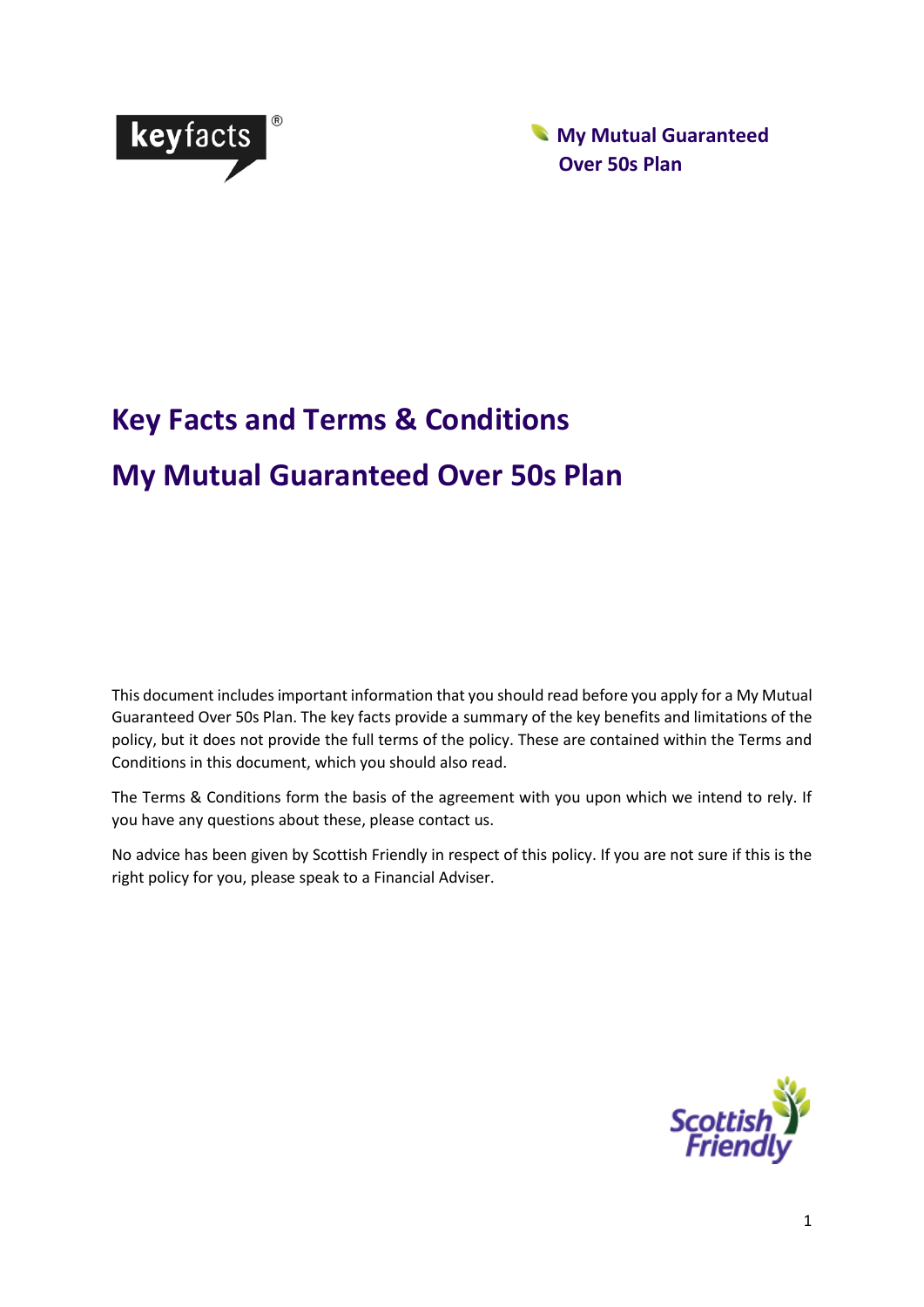keyfacts®

My Mutual Guaranteed Over 50s Plan

# Key Facts and Terms & Conditions

# My Mutual Guaranteed Over 50s Plan

This document includes important information that you should read before you apply for a My Mutual Guaranteed Over 50s Plan. The key facts provide a summary of the key benefits and limitations of the policy, but it does not provide the full terms of the policy. These are contained within the Terms and Conditions in this document, which you should also read.

The Terms & Conditions form the basis of the agreement with you upon which we intend to rely. If you have any questions about these, please contact us.

No advice has been given by Scottish Friendly in respect of this policy. If you are not sure if this is the right policy for you, please speak to a Financial Adviser.

Scottish Friendly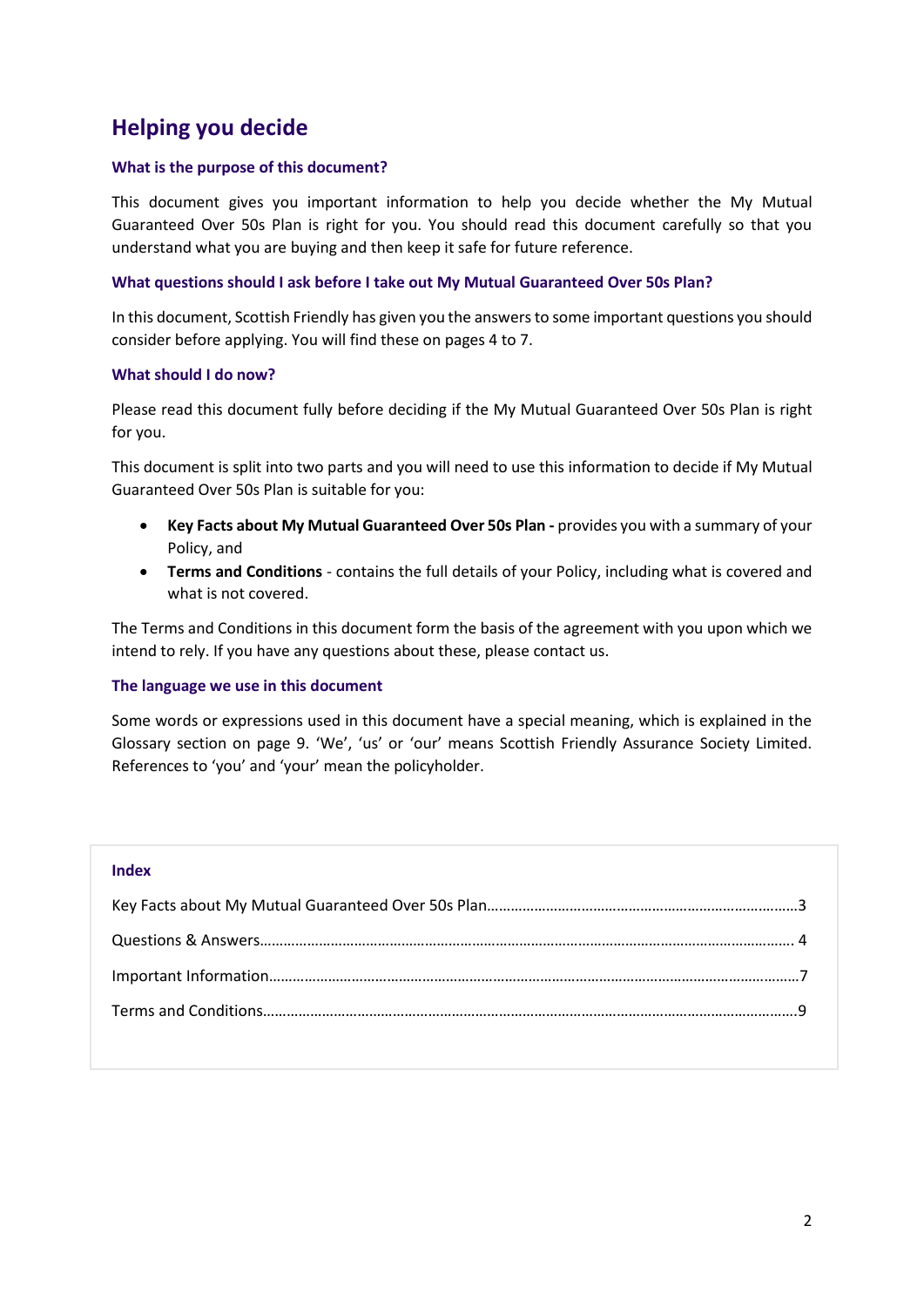# Helping you decide

### What is the purpose of this document?

This document gives you important information to help you decide whether the My Mutual Guaranteed Over 50s Plan is right for you. You should read this document carefully so that you understand what you are buying and then keep it safe for future reference.

### What questions should I ask before I take out My Mutual Guaranteed Over 50s Plan?

In this document, Scottish Friendly has given you the answers to some important questions you should consider before applying. You will find these on pages 4 to 7.

### What should I do now?

Please read this document fully before deciding if the My Mutual Guaranteed Over 50s Plan is right for you.

This document is split into two parts and you will need to use this information to decide if My Mutual Guaranteed Over 50s Plan is suitable for you:

- **Key Facts about My Mutual Guaranteed Over 50s Plan -** provides you with a summary of your Policy, and
- **Terms and Conditions** - contains the full details of your Policy, including what is covered and what is not covered.

The Terms and Conditions in this document form the basis of the agreement with you upon which we intend to rely. If you have any questions about these, please contact us.

### The language we use in this document

Some words or expressions used in this document have a special meaning, which is explained in the Glossary section on page 9. 'We', 'us' or 'our' means Scottish Friendly Assurance Society Limited. References to 'you' and 'your' mean the policyholder.

### Index

Key Facts about My Mutual Guaranteed Over 50s Plan……………………………………………………………………3

Questions & Answers………………………………………………………………………………………………………………… 4

Important Information…………………………………………………………………………………………………………………7

Terms and Conditions…………………………………………………………………………………………………………………9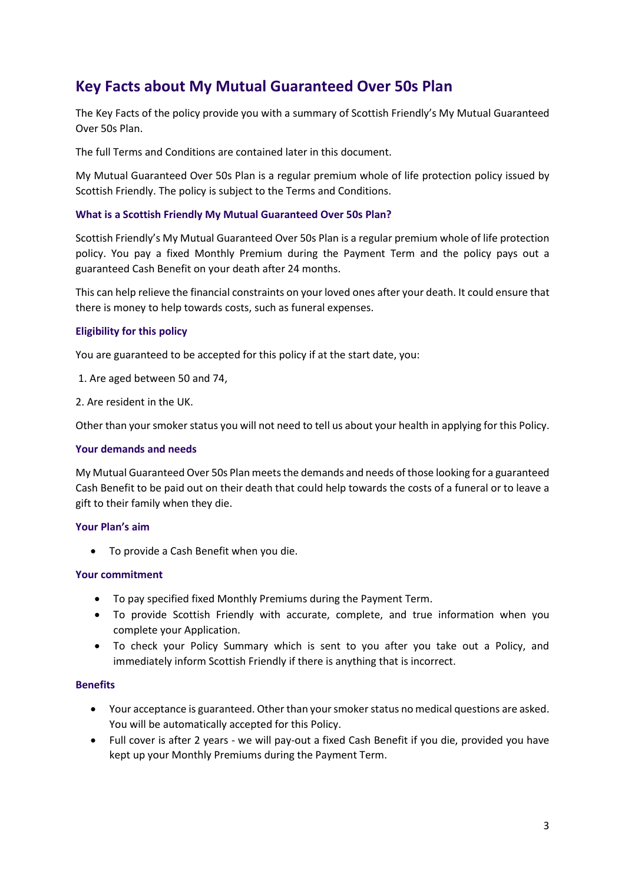# Key Facts about My Mutual Guaranteed Over 50s Plan

The Key Facts of the policy provide you with a summary of Scottish Friendly's My Mutual Guaranteed Over 50s Plan.

The full Terms and Conditions are contained later in this document.

My Mutual Guaranteed Over 50s Plan is a regular premium whole of life protection policy issued by Scottish Friendly. The policy is subject to the Terms and Conditions.

### What is a Scottish Friendly My Mutual Guaranteed Over 50s Plan?

Scottish Friendly's My Mutual Guaranteed Over 50s Plan is a regular premium whole of life protection policy. You pay a fixed Monthly Premium during the Payment Term and the policy pays out a guaranteed Cash Benefit on your death after 24 months.

This can help relieve the financial constraints on your loved ones after your death. It could ensure that there is money to help towards costs, such as funeral expenses.

### Eligibility for this policy

You are guaranteed to be accepted for this policy if at the start date, you:

1. Are aged between 50 and 74,
2. Are resident in the UK.

Other than your smoker status you will not need to tell us about your health in applying for this Policy.

### Your demands and needs

My Mutual Guaranteed Over 50s Plan meets the demands and needs of those looking for a guaranteed Cash Benefit to be paid out on their death that could help towards the costs of a funeral or to leave a gift to their family when they die.

### Your Plan's aim

- To provide a Cash Benefit when you die.

### Your commitment

- To pay specified fixed Monthly Premiums during the Payment Term.
- To provide Scottish Friendly with accurate, complete, and true information when you complete your Application.
- To check your Policy Summary which is sent to you after you take out a Policy, and immediately inform Scottish Friendly if there is anything that is incorrect.

### Benefits

- Your acceptance is guaranteed. Other than your smoker status no medical questions are asked. You will be automatically accepted for this Policy.
- Full cover is after 2 years - we will pay-out a fixed Cash Benefit if you die, provided you have kept up your Monthly Premiums during the Payment Term.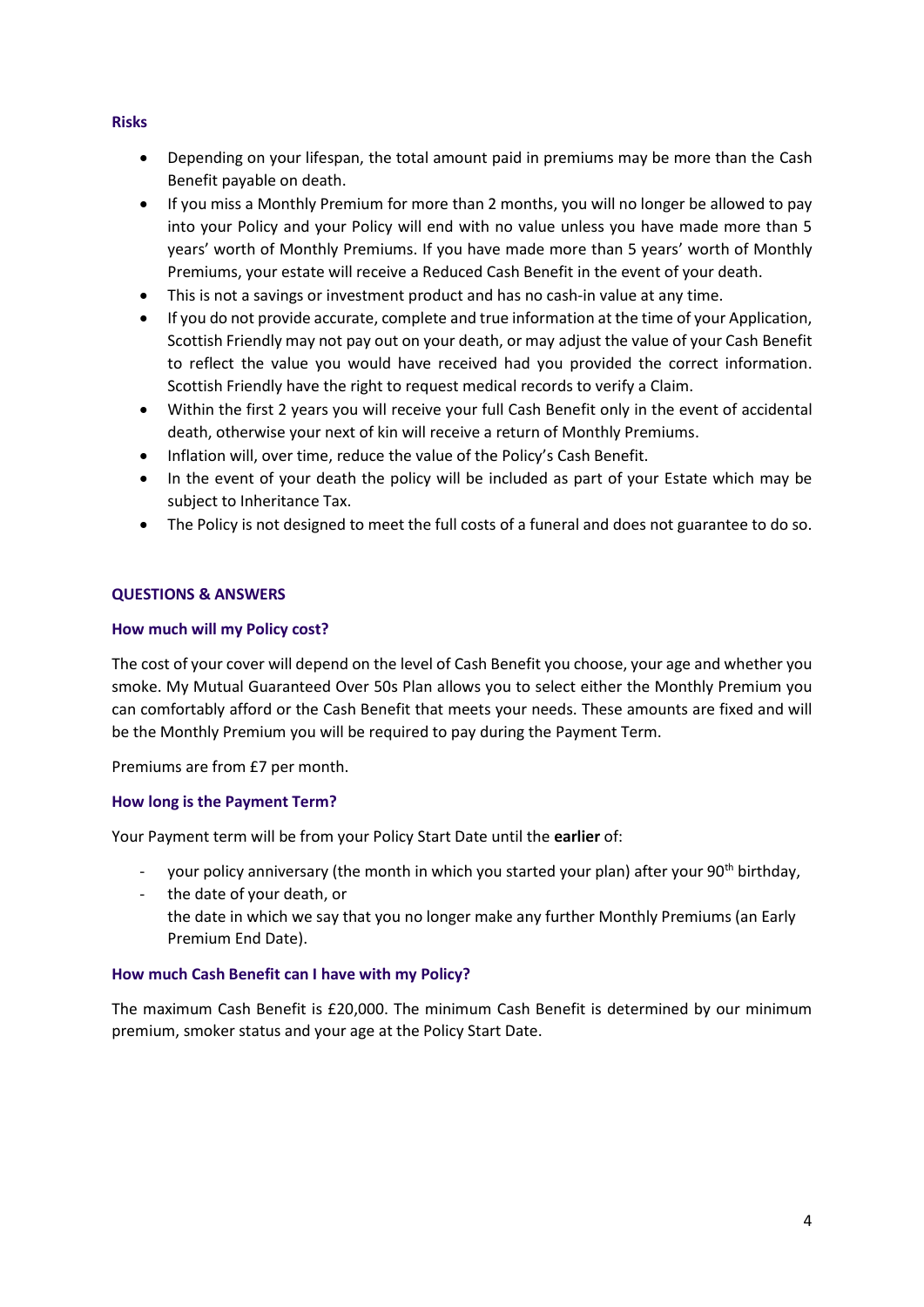### Risks

- Depending on your lifespan, the total amount paid in premiums may be more than the Cash Benefit payable on death.
- If you miss a Monthly Premium for more than 2 months, you will no longer be allowed to pay into your Policy and your Policy will end with no value unless you have made more than 5 years' worth of Monthly Premiums. If you have made more than 5 years' worth of Monthly Premiums, your estate will receive a Reduced Cash Benefit in the event of your death.
- This is not a savings or investment product and has no cash-in value at any time.
- If you do not provide accurate, complete and true information at the time of your Application, Scottish Friendly may not pay out on your death, or may adjust the value of your Cash Benefit to reflect the value you would have received had you provided the correct information. Scottish Friendly have the right to request medical records to verify a Claim.
- Within the first 2 years you will receive your full Cash Benefit only in the event of accidental death, otherwise your next of kin will receive a return of Monthly Premiums.
- Inflation will, over time, reduce the value of the Policy's Cash Benefit.
- In the event of your death the policy will be included as part of your Estate which may be subject to Inheritance Tax.
- The Policy is not designed to meet the full costs of a funeral and does not guarantee to do so.

## QUESTIONS & ANSWERS

### How much will my Policy cost?

The cost of your cover will depend on the level of Cash Benefit you choose, your age and whether you smoke. My Mutual Guaranteed Over 50s Plan allows you to select either the Monthly Premium you can comfortably afford or the Cash Benefit that meets your needs. These amounts are fixed and will be the Monthly Premium you will be required to pay during the Payment Term.

Premiums are from £7 per month.

### How long is the Payment Term?

Your Payment term will be from your Policy Start Date until the **earlier** of:

- your policy anniversary (the month in which you started your plan) after your 90th birthday,
- the date of your death, or
  the date in which we say that you no longer make any further Monthly Premiums (an Early Premium End Date).

### How much Cash Benefit can I have with my Policy?

The maximum Cash Benefit is £20,000. The minimum Cash Benefit is determined by our minimum premium, smoker status and your age at the Policy Start Date.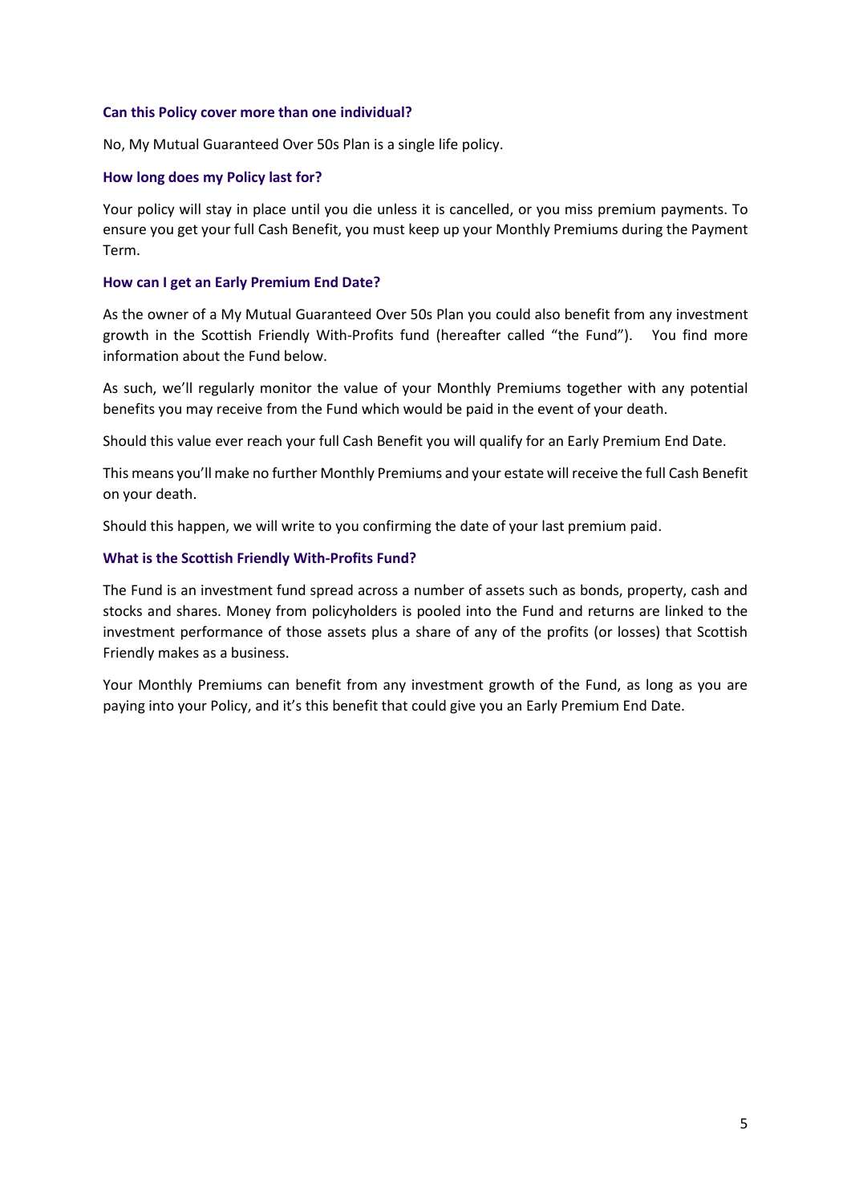### Can this Policy cover more than one individual?

No, My Mutual Guaranteed Over 50s Plan is a single life policy.

### How long does my Policy last for?

Your policy will stay in place until you die unless it is cancelled, or you miss premium payments. To ensure you get your full Cash Benefit, you must keep up your Monthly Premiums during the Payment Term.

### How can I get an Early Premium End Date?

As the owner of a My Mutual Guaranteed Over 50s Plan you could also benefit from any investment growth in the Scottish Friendly With-Profits fund (hereafter called "the Fund"). You find more information about the Fund below.

As such, we'll regularly monitor the value of your Monthly Premiums together with any potential benefits you may receive from the Fund which would be paid in the event of your death.

Should this value ever reach your full Cash Benefit you will qualify for an Early Premium End Date.

This means you'll make no further Monthly Premiums and your estate will receive the full Cash Benefit on your death.

Should this happen, we will write to you confirming the date of your last premium paid.

### What is the Scottish Friendly With-Profits Fund?

The Fund is an investment fund spread across a number of assets such as bonds, property, cash and stocks and shares. Money from policyholders is pooled into the Fund and returns are linked to the investment performance of those assets plus a share of any of the profits (or losses) that Scottish Friendly makes as a business.

Your Monthly Premiums can benefit from any investment growth of the Fund, as long as you are paying into your Policy, and it's this benefit that could give you an Early Premium End Date.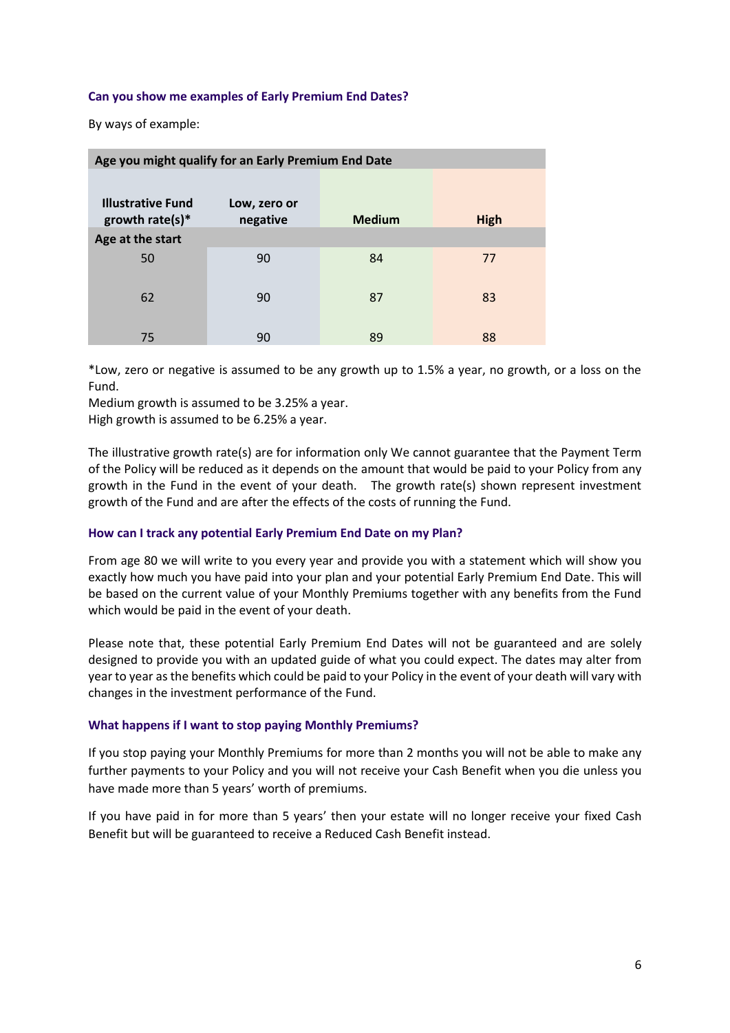### Can you show me examples of Early Premium End Dates?

By ways of example:

| Age you might qualify for an Early Premium End Date | | | |
|---|---|---|---|
| **Illustrative Fund growth rate(s)*** | **Low, zero or negative** | **Medium** | **High** |
| **Age at the start** | | | |
| 50 | 90 | 84 | 77 |
| 62 | 90 | 87 | 83 |
| 75 | 90 | 89 | 88 |

*Low, zero or negative is assumed to be any growth up to 1.5% a year, no growth, or a loss on the Fund.
Medium growth is assumed to be 3.25% a year.
High growth is assumed to be 6.25% a year.

The illustrative growth rate(s) are for information only We cannot guarantee that the Payment Term of the Policy will be reduced as it depends on the amount that would be paid to your Policy from any growth in the Fund in the event of your death. The growth rate(s) shown represent investment growth of the Fund and are after the effects of the costs of running the Fund.

### How can I track any potential Early Premium End Date on my Plan?

From age 80 we will write to you every year and provide you with a statement which will show you exactly how much you have paid into your plan and your potential Early Premium End Date. This will be based on the current value of your Monthly Premiums together with any benefits from the Fund which would be paid in the event of your death.

Please note that, these potential Early Premium End Dates will not be guaranteed and are solely designed to provide you with an updated guide of what you could expect. The dates may alter from year to year as the benefits which could be paid to your Policy in the event of your death will vary with changes in the investment performance of the Fund.

### What happens if I want to stop paying Monthly Premiums?

If you stop paying your Monthly Premiums for more than 2 months you will not be able to make any further payments to your Policy and you will not receive your Cash Benefit when you die unless you have made more than 5 years' worth of premiums.

If you have paid in for more than 5 years' then your estate will no longer receive your fixed Cash Benefit but will be guaranteed to receive a Reduced Cash Benefit instead.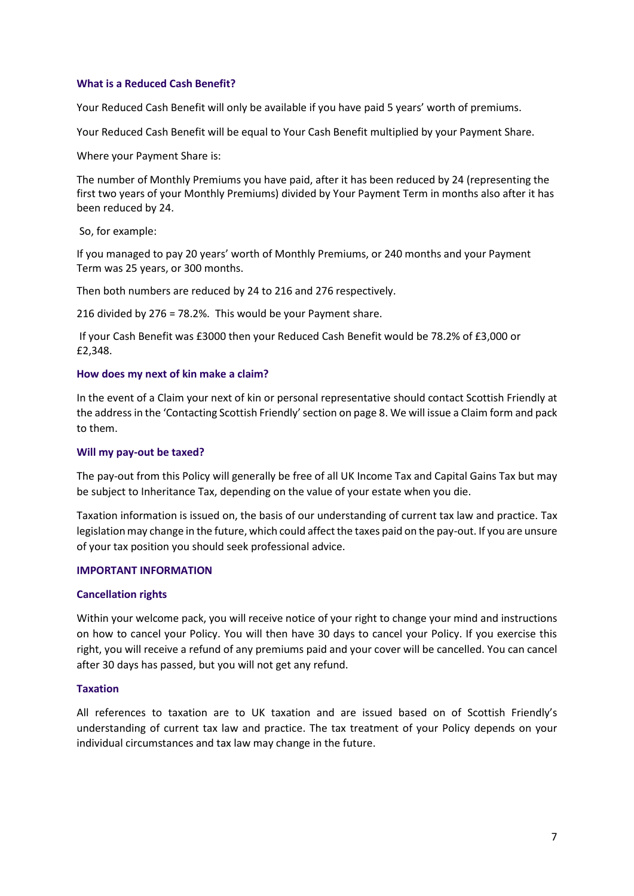### What is a Reduced Cash Benefit?

Your Reduced Cash Benefit will only be available if you have paid 5 years' worth of premiums.

Your Reduced Cash Benefit will be equal to Your Cash Benefit multiplied by your Payment Share.

Where your Payment Share is:

The number of Monthly Premiums you have paid, after it has been reduced by 24 (representing the first two years of your Monthly Premiums) divided by Your Payment Term in months also after it has been reduced by 24.

So, for example:

If you managed to pay 20 years' worth of Monthly Premiums, or 240 months and your Payment Term was 25 years, or 300 months.

Then both numbers are reduced by 24 to 216 and 276 respectively.

216 divided by 276 = 78.2%. This would be your Payment share.

If your Cash Benefit was £3000 then your Reduced Cash Benefit would be 78.2% of £3,000 or £2,348.

### How does my next of kin make a claim?

In the event of a Claim your next of kin or personal representative should contact Scottish Friendly at the address in the 'Contacting Scottish Friendly' section on page 8. We will issue a Claim form and pack to them.

### Will my pay-out be taxed?

The pay-out from this Policy will generally be free of all UK Income Tax and Capital Gains Tax but may be subject to Inheritance Tax, depending on the value of your estate when you die.

Taxation information is issued on, the basis of our understanding of current tax law and practice. Tax legislation may change in the future, which could affect the taxes paid on the pay-out. If you are unsure of your tax position you should seek professional advice.

## IMPORTANT INFORMATION

### Cancellation rights

Within your welcome pack, you will receive notice of your right to change your mind and instructions on how to cancel your Policy. You will then have 30 days to cancel your Policy. If you exercise this right, you will receive a refund of any premiums paid and your cover will be cancelled. You can cancel after 30 days has passed, but you will not get any refund.

### Taxation

All references to taxation are to UK taxation and are issued based on of Scottish Friendly's understanding of current tax law and practice. The tax treatment of your Policy depends on your individual circumstances and tax law may change in the future.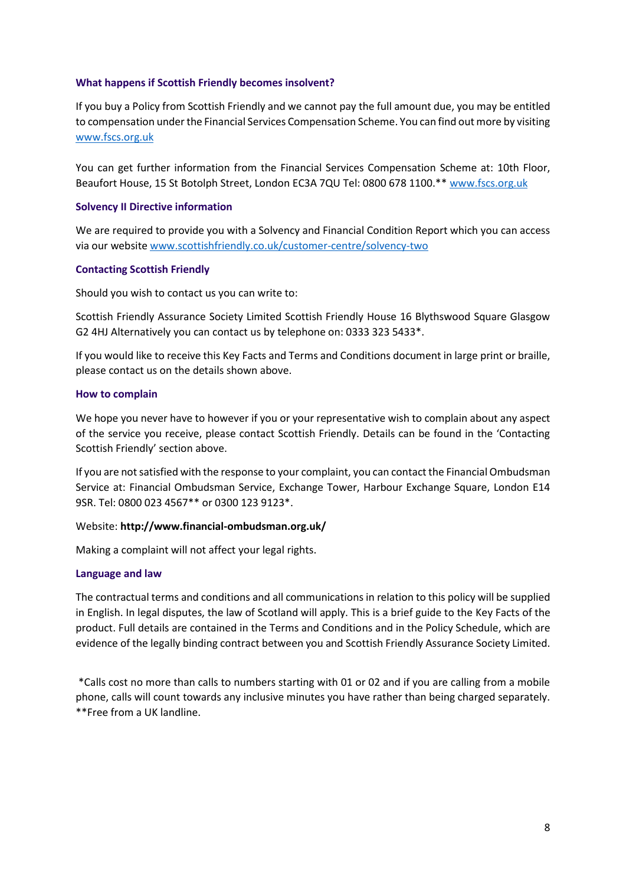### What happens if Scottish Friendly becomes insolvent?

If you buy a Policy from Scottish Friendly and we cannot pay the full amount due, you may be entitled to compensation under the Financial Services Compensation Scheme. You can find out more by visiting www.fscs.org.uk

You can get further information from the Financial Services Compensation Scheme at: 10th Floor, Beaufort House, 15 St Botolph Street, London EC3A 7QU Tel: 0800 678 1100.** www.fscs.org.uk

### Solvency II Directive information

We are required to provide you with a Solvency and Financial Condition Report which you can access via our website www.scottishfriendly.co.uk/customer-centre/solvency-two

### Contacting Scottish Friendly

Should you wish to contact us you can write to:

Scottish Friendly Assurance Society Limited Scottish Friendly House 16 Blythswood Square Glasgow G2 4HJ Alternatively you can contact us by telephone on: 0333 323 5433*.

If you would like to receive this Key Facts and Terms and Conditions document in large print or braille, please contact us on the details shown above.

### How to complain

We hope you never have to however if you or your representative wish to complain about any aspect of the service you receive, please contact Scottish Friendly. Details can be found in the 'Contacting Scottish Friendly' section above.

If you are not satisfied with the response to your complaint, you can contact the Financial Ombudsman Service at: Financial Ombudsman Service, Exchange Tower, Harbour Exchange Square, London E14 9SR. Tel: 0800 023 4567** or 0300 123 9123*.

Website: **http://www.financial-ombudsman.org.uk/**

Making a complaint will not affect your legal rights.

### Language and law

The contractual terms and conditions and all communications in relation to this policy will be supplied in English. In legal disputes, the law of Scotland will apply. This is a brief guide to the Key Facts of the product. Full details are contained in the Terms and Conditions and in the Policy Schedule, which are evidence of the legally binding contract between you and Scottish Friendly Assurance Society Limited.

*Calls cost no more than calls to numbers starting with 01 or 02 and if you are calling from a mobile phone, calls will count towards any inclusive minutes you have rather than being charged separately.
**Free from a UK landline.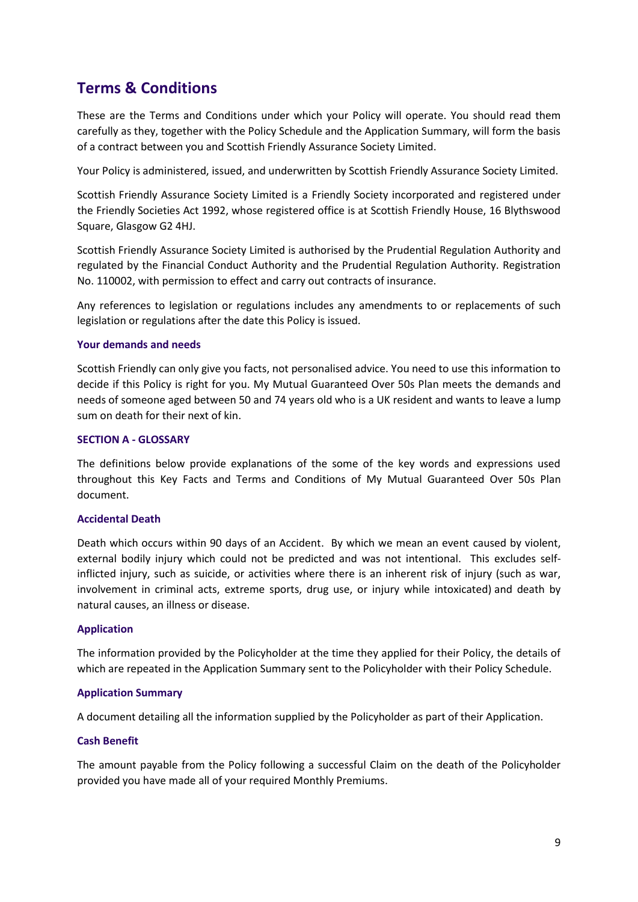## Terms & Conditions

These are the Terms and Conditions under which your Policy will operate. You should read them carefully as they, together with the Policy Schedule and the Application Summary, will form the basis of a contract between you and Scottish Friendly Assurance Society Limited.

Your Policy is administered, issued, and underwritten by Scottish Friendly Assurance Society Limited.

Scottish Friendly Assurance Society Limited is a Friendly Society incorporated and registered under the Friendly Societies Act 1992, whose registered office is at Scottish Friendly House, 16 Blythswood Square, Glasgow G2 4HJ.

Scottish Friendly Assurance Society Limited is authorised by the Prudential Regulation Authority and regulated by the Financial Conduct Authority and the Prudential Regulation Authority. Registration No. 110002, with permission to effect and carry out contracts of insurance.

Any references to legislation or regulations includes any amendments to or replacements of such legislation or regulations after the date this Policy is issued.

#### Your demands and needs

Scottish Friendly can only give you facts, not personalised advice. You need to use this information to decide if this Policy is right for you. My Mutual Guaranteed Over 50s Plan meets the demands and needs of someone aged between 50 and 74 years old who is a UK resident and wants to leave a lump sum on death for their next of kin.

### SECTION A - GLOSSARY

The definitions below provide explanations of the some of the key words and expressions used throughout this Key Facts and Terms and Conditions of My Mutual Guaranteed Over 50s Plan document.

#### Accidental Death

Death which occurs within 90 days of an Accident. By which we mean an event caused by violent, external bodily injury which could not be predicted and was not intentional. This excludes self-inflicted injury, such as suicide, or activities where there is an inherent risk of injury (such as war, involvement in criminal acts, extreme sports, drug use, or injury while intoxicated) and death by natural causes, an illness or disease.

#### Application

The information provided by the Policyholder at the time they applied for their Policy, the details of which are repeated in the Application Summary sent to the Policyholder with their Policy Schedule.

#### Application Summary

A document detailing all the information supplied by the Policyholder as part of their Application.

#### Cash Benefit

The amount payable from the Policy following a successful Claim on the death of the Policyholder provided you have made all of your required Monthly Premiums.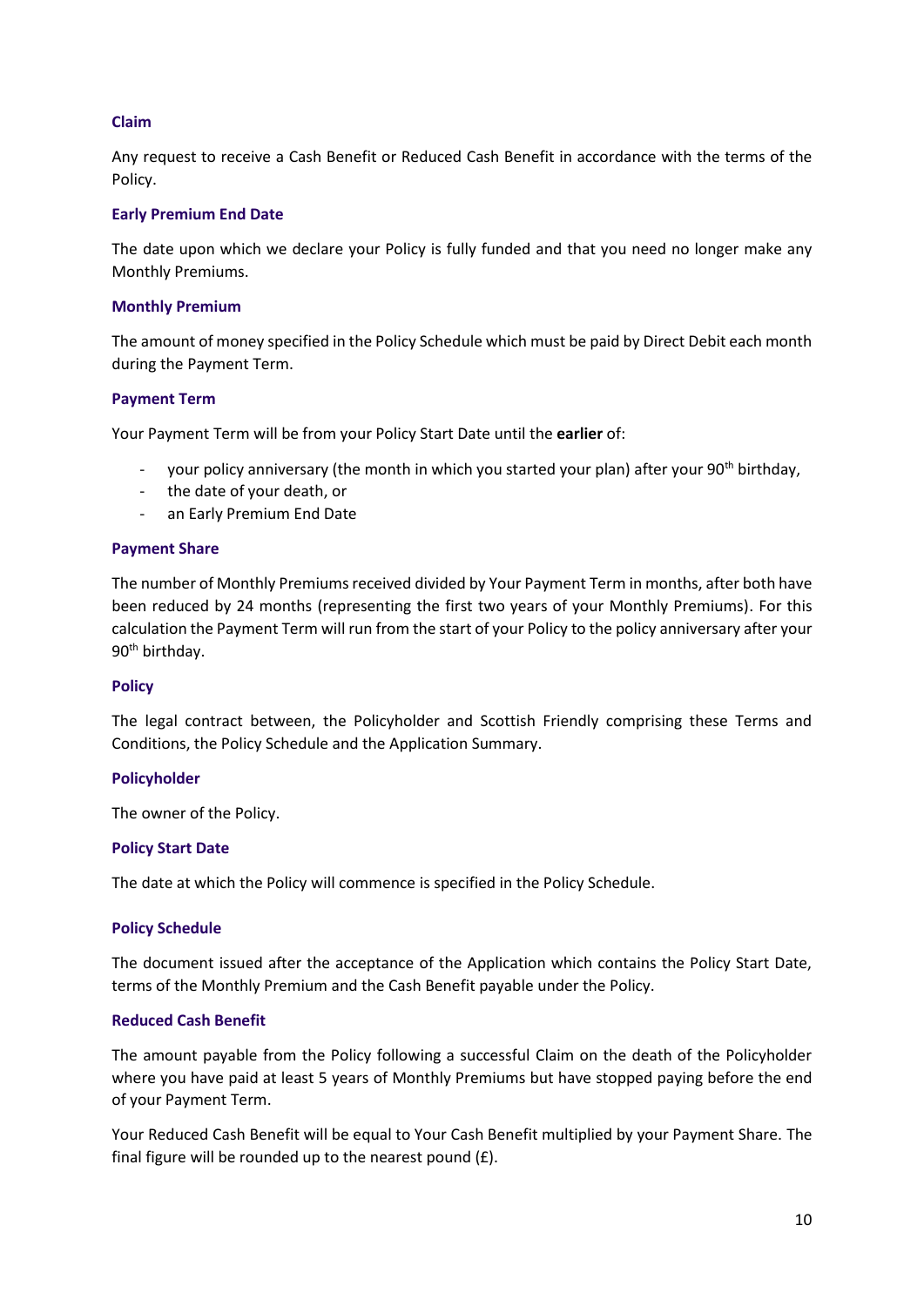### Claim

Any request to receive a Cash Benefit or Reduced Cash Benefit in accordance with the terms of the Policy.

### Early Premium End Date

The date upon which we declare your Policy is fully funded and that you need no longer make any Monthly Premiums.

### Monthly Premium

The amount of money specified in the Policy Schedule which must be paid by Direct Debit each month during the Payment Term.

### Payment Term

Your Payment Term will be from your Policy Start Date until the **earlier** of:

- your policy anniversary (the month in which you started your plan) after your 90th birthday,
- the date of your death, or
- an Early Premium End Date

### Payment Share

The number of Monthly Premiums received divided by Your Payment Term in months, after both have been reduced by 24 months (representing the first two years of your Monthly Premiums). For this calculation the Payment Term will run from the start of your Policy to the policy anniversary after your 90th birthday.

### Policy

The legal contract between, the Policyholder and Scottish Friendly comprising these Terms and Conditions, the Policy Schedule and the Application Summary.

### Policyholder

The owner of the Policy.

### Policy Start Date

The date at which the Policy will commence is specified in the Policy Schedule.

### Policy Schedule

The document issued after the acceptance of the Application which contains the Policy Start Date, terms of the Monthly Premium and the Cash Benefit payable under the Policy.

### Reduced Cash Benefit

The amount payable from the Policy following a successful Claim on the death of the Policyholder where you have paid at least 5 years of Monthly Premiums but have stopped paying before the end of your Payment Term.

Your Reduced Cash Benefit will be equal to Your Cash Benefit multiplied by your Payment Share. The final figure will be rounded up to the nearest pound (£).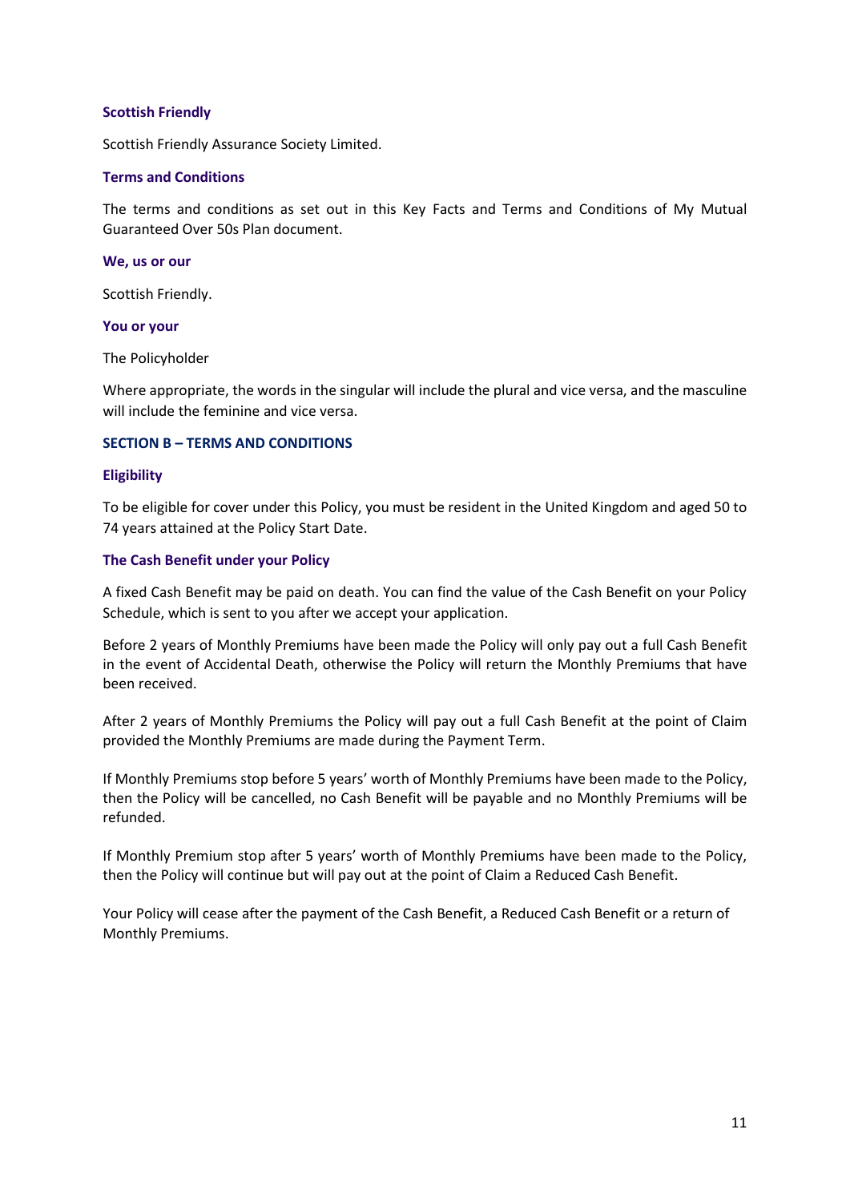**Scottish Friendly**

Scottish Friendly Assurance Society Limited.

**Terms and Conditions**

The terms and conditions as set out in this Key Facts and Terms and Conditions of My Mutual Guaranteed Over 50s Plan document.

**We, us or our**

Scottish Friendly.

**You or your**

The Policyholder

Where appropriate, the words in the singular will include the plural and vice versa, and the masculine will include the feminine and vice versa.

## SECTION B – TERMS AND CONDITIONS

### Eligibility

To be eligible for cover under this Policy, you must be resident in the United Kingdom and aged 50 to 74 years attained at the Policy Start Date.

### The Cash Benefit under your Policy

A fixed Cash Benefit may be paid on death. You can find the value of the Cash Benefit on your Policy Schedule, which is sent to you after we accept your application.

Before 2 years of Monthly Premiums have been made the Policy will only pay out a full Cash Benefit in the event of Accidental Death, otherwise the Policy will return the Monthly Premiums that have been received.

After 2 years of Monthly Premiums the Policy will pay out a full Cash Benefit at the point of Claim provided the Monthly Premiums are made during the Payment Term.

If Monthly Premiums stop before 5 years' worth of Monthly Premiums have been made to the Policy, then the Policy will be cancelled, no Cash Benefit will be payable and no Monthly Premiums will be refunded.

If Monthly Premium stop after 5 years' worth of Monthly Premiums have been made to the Policy, then the Policy will continue but will pay out at the point of Claim a Reduced Cash Benefit.

Your Policy will cease after the payment of the Cash Benefit, a Reduced Cash Benefit or a return of Monthly Premiums.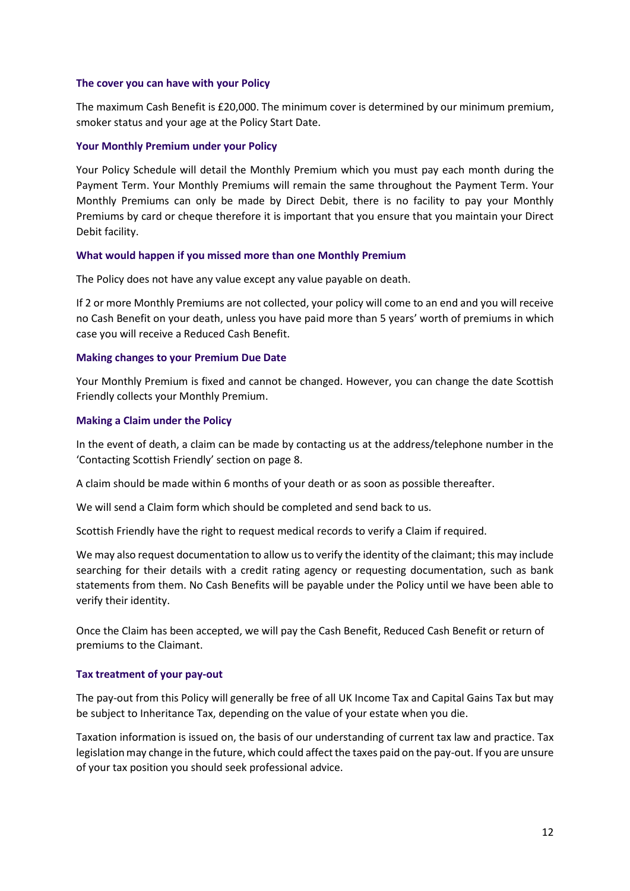### The cover you can have with your Policy

The maximum Cash Benefit is £20,000. The minimum cover is determined by our minimum premium, smoker status and your age at the Policy Start Date.

### Your Monthly Premium under your Policy

Your Policy Schedule will detail the Monthly Premium which you must pay each month during the Payment Term. Your Monthly Premiums will remain the same throughout the Payment Term. Your Monthly Premiums can only be made by Direct Debit, there is no facility to pay your Monthly Premiums by card or cheque therefore it is important that you ensure that you maintain your Direct Debit facility.

### What would happen if you missed more than one Monthly Premium

The Policy does not have any value except any value payable on death.

If 2 or more Monthly Premiums are not collected, your policy will come to an end and you will receive no Cash Benefit on your death, unless you have paid more than 5 years' worth of premiums in which case you will receive a Reduced Cash Benefit.

### Making changes to your Premium Due Date

Your Monthly Premium is fixed and cannot be changed. However, you can change the date Scottish Friendly collects your Monthly Premium.

### Making a Claim under the Policy

In the event of death, a claim can be made by contacting us at the address/telephone number in the 'Contacting Scottish Friendly' section on page 8.

A claim should be made within 6 months of your death or as soon as possible thereafter.

We will send a Claim form which should be completed and send back to us.

Scottish Friendly have the right to request medical records to verify a Claim if required.

We may also request documentation to allow us to verify the identity of the claimant; this may include searching for their details with a credit rating agency or requesting documentation, such as bank statements from them. No Cash Benefits will be payable under the Policy until we have been able to verify their identity.

Once the Claim has been accepted, we will pay the Cash Benefit, Reduced Cash Benefit or return of premiums to the Claimant.

### Tax treatment of your pay-out

The pay-out from this Policy will generally be free of all UK Income Tax and Capital Gains Tax but may be subject to Inheritance Tax, depending on the value of your estate when you die.

Taxation information is issued on, the basis of our understanding of current tax law and practice. Tax legislation may change in the future, which could affect the taxes paid on the pay-out. If you are unsure of your tax position you should seek professional advice.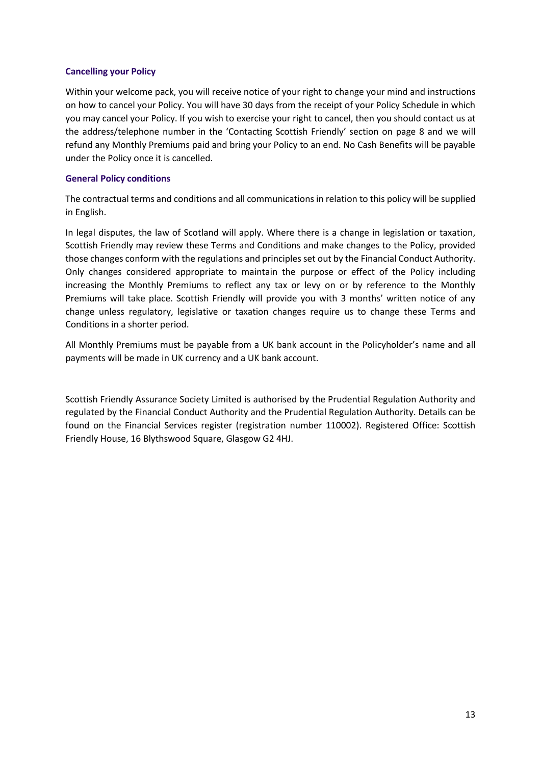### Cancelling your Policy

Within your welcome pack, you will receive notice of your right to change your mind and instructions on how to cancel your Policy. You will have 30 days from the receipt of your Policy Schedule in which you may cancel your Policy. If you wish to exercise your right to cancel, then you should contact us at the address/telephone number in the 'Contacting Scottish Friendly' section on page 8 and we will refund any Monthly Premiums paid and bring your Policy to an end. No Cash Benefits will be payable under the Policy once it is cancelled.

### General Policy conditions

The contractual terms and conditions and all communications in relation to this policy will be supplied in English.

In legal disputes, the law of Scotland will apply. Where there is a change in legislation or taxation, Scottish Friendly may review these Terms and Conditions and make changes to the Policy, provided those changes conform with the regulations and principles set out by the Financial Conduct Authority. Only changes considered appropriate to maintain the purpose or effect of the Policy including increasing the Monthly Premiums to reflect any tax or levy on or by reference to the Monthly Premiums will take place. Scottish Friendly will provide you with 3 months' written notice of any change unless regulatory, legislative or taxation changes require us to change these Terms and Conditions in a shorter period.

All Monthly Premiums must be payable from a UK bank account in the Policyholder's name and all payments will be made in UK currency and a UK bank account.

Scottish Friendly Assurance Society Limited is authorised by the Prudential Regulation Authority and regulated by the Financial Conduct Authority and the Prudential Regulation Authority. Details can be found on the Financial Services register (registration number 110002). Registered Office: Scottish Friendly House, 16 Blythswood Square, Glasgow G2 4HJ.